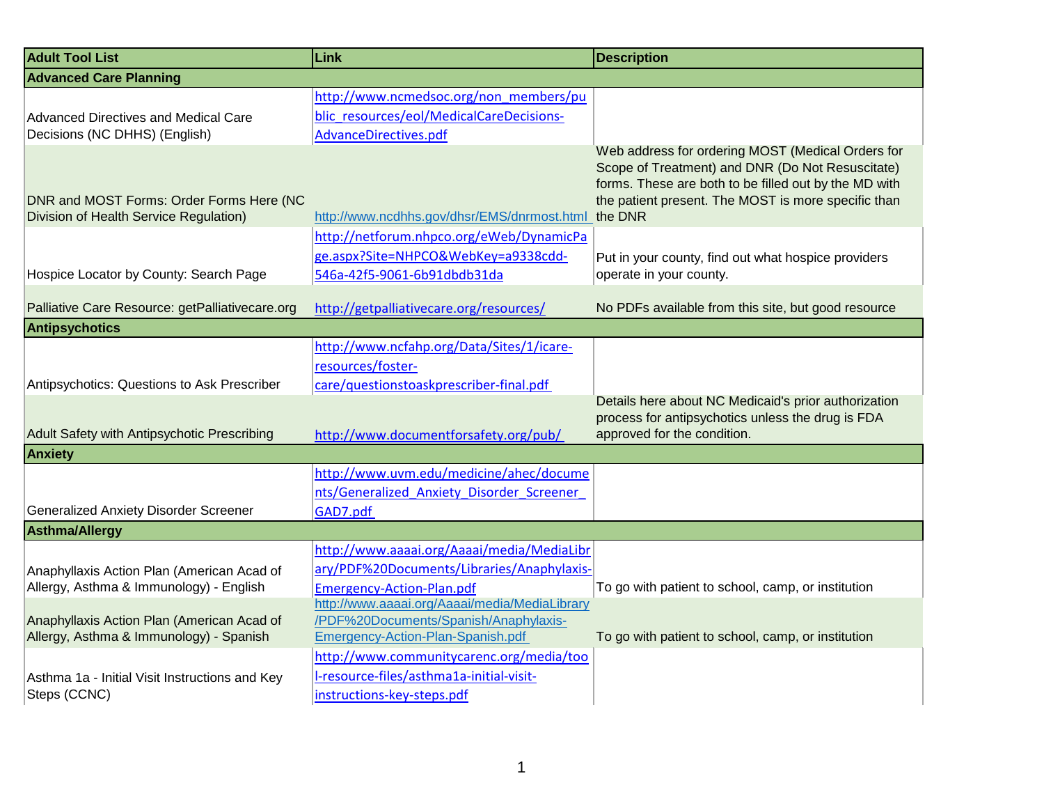| Adult Tool List | Link | Description |
|---|---|---|
| **Advanced Care Planning** | | |
| Advanced Directives and Medical Care Decisions (NC DHHS) (English) | http://www.ncmedsoc.org/non_members/public_resources/eol/MedicalCareDecisions-AdvanceDirectives.pdf | |
| DNR and MOST Forms: Order Forms Here (NC Division of Health Service Regulation) | http://www.ncdhhs.gov/dhsr/EMS/dnrmost.html | Web address for ordering MOST (Medical Orders for Scope of Treatment) and DNR (Do Not Resuscitate) forms. These are both to be filled out by the MD with the patient present. The MOST is more specific than the DNR |
| Hospice Locator by County: Search Page | http://netforum.nhpco.org/eWeb/DynamicPage.aspx?Site=NHPCO&WebKey=a9338cdd-546a-42f5-9061-6b91dbdb31da | Put in your county, find out what hospice providers operate in your county. |
| Palliative Care Resource: getPalliativecare.org | http://getpalliativecare.org/resources/ | No PDFs available from this site, but good resource |
| **Antipsychotics** | | |
| Antipsychotics: Questions to Ask Prescriber | http://www.ncfahp.org/Data/Sites/1/icare-resources/foster-care/questionstoaskprescriber-final.pdf | |
| Adult Safety with Antipsychotic Prescribing | http://www.documentforsafety.org/pub/ | Details here about NC Medicaid's prior authorization process for antipsychotics unless the drug is FDA approved for the condition. |
| **Anxiety** | | |
| Generalized Anxiety Disorder Screener | http://www.uvm.edu/medicine/ahec/documents/Generalized_Anxiety_Disorder_Screener_GAD7.pdf | |
| **Asthma/Allergy** | | |
| Anaphyllaxis Action Plan (American Acad of Allergy, Asthma & Immunology) - English | http://www.aaaai.org/Aaaai/media/MediaLibrary/PDF%20Documents/Libraries/Anaphylaxis-Emergency-Action-Plan.pdf | To go with patient to school, camp, or institution |
| Anaphyllaxis Action Plan (American Acad of Allergy, Asthma & Immunology) - Spanish | http://www.aaaai.org/Aaaai/media/MediaLibrary/PDF%20Documents/Spanish/Anaphylaxis-Emergency-Action-Plan-Spanish.pdf | To go with patient to school, camp, or institution |
| Asthma 1a - Initial Visit Instructions and Key Steps (CCNC) | http://www.communitycarenc.org/media/tool-resource-files/asthma1a-initial-visit-instructions-key-steps.pdf | |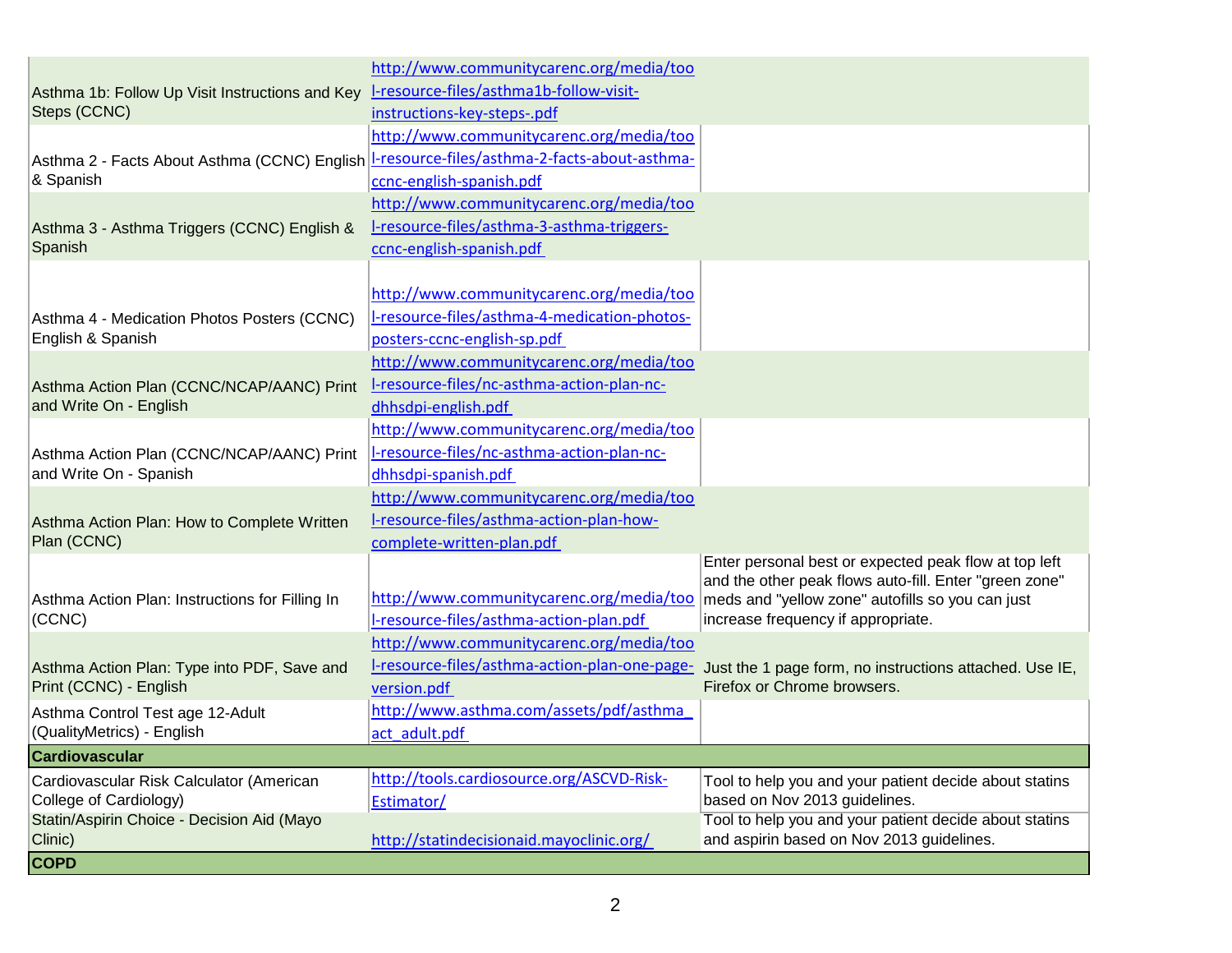| | | |
|---|---|---|
| Asthma 1b: Follow Up Visit Instructions and Key Steps (CCNC) | http://www.communitycarenc.org/media/tool-resource-files/asthma1b-follow-visit-instructions-key-steps-.pdf | |
| Asthma 2 - Facts About Asthma (CCNC) English & Spanish | http://www.communitycarenc.org/media/tool-resource-files/asthma-2-facts-about-asthma-ccnc-english-spanish.pdf | |
| Asthma 3 - Asthma Triggers (CCNC) English & Spanish | http://www.communitycarenc.org/media/tool-resource-files/asthma-3-asthma-triggers-ccnc-english-spanish.pdf | |
| Asthma 4 - Medication Photos Posters (CCNC) English & Spanish | http://www.communitycarenc.org/media/tool-resource-files/asthma-4-medication-photos-posters-ccnc-english-sp.pdf | |
| Asthma Action Plan (CCNC/NCAP/AANC) Print and Write On - English | http://www.communitycarenc.org/media/tool-resource-files/nc-asthma-action-plan-nc-dhhsdpi-english.pdf | |
| Asthma Action Plan (CCNC/NCAP/AANC) Print and Write On - Spanish | http://www.communitycarenc.org/media/tool-resource-files/nc-asthma-action-plan-nc-dhhsdpi-spanish.pdf | |
| Asthma Action Plan: How to Complete Written Plan (CCNC) | http://www.communitycarenc.org/media/tool-resource-files/asthma-action-plan-how-complete-written-plan.pdf | |
| Asthma Action Plan: Instructions for Filling In (CCNC) | http://www.communitycarenc.org/media/tool-resource-files/asthma-action-plan.pdf | Enter personal best or expected peak flow at top left and the other peak flows auto-fill. Enter "green zone" meds and "yellow zone" autofills so you can just increase frequency if appropriate. |
| Asthma Action Plan: Type into PDF, Save and Print (CCNC) - English | http://www.communitycarenc.org/media/tool-resource-files/asthma-action-plan-one-page-version.pdf | Just the 1 page form, no instructions attached. Use IE, Firefox or Chrome browsers. |
| Asthma Control Test age 12-Adult (QualityMetrics) - English | http://www.asthma.com/assets/pdf/asthma_act_adult.pdf | |
| **Cardiovascular** | | |
| Cardiovascular Risk Calculator (American College of Cardiology) | http://tools.cardiosource.org/ASCVD-Risk-Estimator/ | Tool to help you and your patient decide about statins based on Nov 2013 guidelines. |
| Statin/Aspirin Choice - Decision Aid (Mayo Clinic) | http://statindecisionaid.mayoclinic.org/ | Tool to help you and your patient decide about statins and aspirin based on Nov 2013 guidelines. |
| **COPD** | | |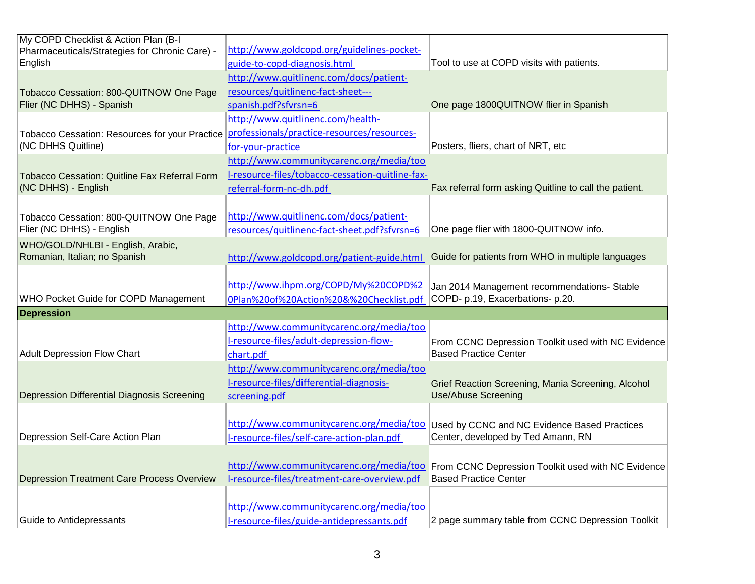| | | |
|---|---|---|
| My COPD Checklist & Action Plan (B-I Pharmaceuticals/Strategies for Chronic Care) - English | http://www.goldcopd.org/guidelines-pocket-guide-to-copd-diagnosis.html | Tool to use at COPD visits with patients. |
| Tobacco Cessation: 800-QUITNOW One Page Flier (NC DHHS) - Spanish | http://www.quitlinenc.com/docs/patient-resources/quitlinenc-fact-sheet---spanish.pdf?sfvrsn=6 | One page 1800QUITNOW flier in Spanish |
| Tobacco Cessation: Resources for your Practice (NC DHHS Quitline) | http://www.quitlinenc.com/health-professionals/practice-resources/resources-for-your-practice | Posters, fliers, chart of NRT, etc |
| Tobacco Cessation: Quitline Fax Referral Form (NC DHHS) - English | http://www.communitycarenc.org/media/tool-resource-files/tobacco-cessation-quitline-fax-referral-form-nc-dh.pdf | Fax referral form asking Quitline to call the patient. |
| Tobacco Cessation: 800-QUITNOW One Page Flier (NC DHHS) - English | http://www.quitlinenc.com/docs/patient-resources/quitlinenc-fact-sheet.pdf?sfvrsn=6 | One page flier with 1800-QUITNOW info. |
| WHO/GOLD/NHLBI - English, Arabic, Romanian, Italian; no Spanish | http://www.goldcopd.org/patient-guide.html | Guide for patients from WHO in multiple languages |
| WHO Pocket Guide for COPD Management | http://www.ihpm.org/COPD/My%20COPD%20Plan%20of%20Action%20&%20Checklist.pdf | Jan 2014 Management recommendations- Stable COPD- p.19, Exacerbations- p.20. |
| **Depression** | | |
| Adult Depression Flow Chart | http://www.communitycarenc.org/media/tool-resource-files/adult-depression-flow-chart.pdf | From CCNC Depression Toolkit used with NC Evidence Based Practice Center |
| Depression Differential Diagnosis Screening | http://www.communitycarenc.org/media/tool-resource-files/differential-diagnosis-screening.pdf | Grief Reaction Screening, Mania Screening, Alcohol Use/Abuse Screening |
| Depression Self-Care Action Plan | http://www.communitycarenc.org/media/tool-resource-files/self-care-action-plan.pdf | Used by CCNC and NC Evidence Based Practices Center, developed by Ted Amann, RN |
| Depression Treatment Care Process Overview | http://www.communitycarenc.org/media/tool-resource-files/treatment-care-overview.pdf | From CCNC Depression Toolkit used with NC Evidence Based Practice Center |
| Guide to Antidepressants | http://www.communitycarenc.org/media/tool-resource-files/guide-antidepressants.pdf | 2 page summary table from CCNC Depression Toolkit |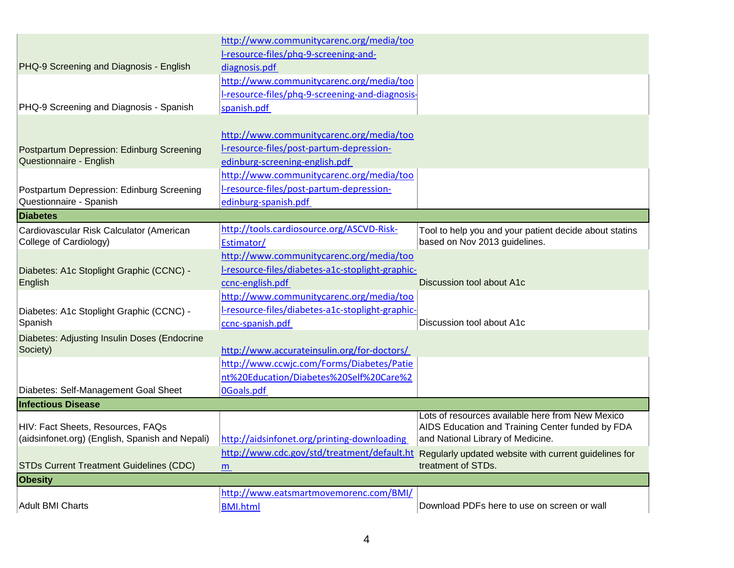| | | |
|---|---|---|
| PHQ-9 Screening and Diagnosis - English | http://www.communitycarenc.org/media/tool-resource-files/phq-9-screening-and-diagnosis.pdf | |
| PHQ-9 Screening and Diagnosis - Spanish | http://www.communitycarenc.org/media/tool-resource-files/phq-9-screening-and-diagnosis-spanish.pdf | |
| Postpartum Depression: Edinburg Screening Questionnaire - English | http://www.communitycarenc.org/media/tool-resource-files/post-partum-depression-edinburg-screening-english.pdf | |
| Postpartum Depression: Edinburg Screening Questionnaire - Spanish | http://www.communitycarenc.org/media/tool-resource-files/post-partum-depression-edinburg-spanish.pdf | |
| **Diabetes** | | |
| Cardiovascular Risk Calculator (American College of Cardiology) | http://tools.cardiosource.org/ASCVD-Risk-Estimator/ | Tool to help you and your patient decide about statins based on Nov 2013 guidelines. |
| Diabetes: A1c Stoplight Graphic (CCNC) - English | http://www.communitycarenc.org/media/tool-resource-files/diabetes-a1c-stoplight-graphic-ccnc-english.pdf | Discussion tool about A1c |
| Diabetes: A1c Stoplight Graphic (CCNC) - Spanish | http://www.communitycarenc.org/media/tool-resource-files/diabetes-a1c-stoplight-graphic-ccnc-spanish.pdf | Discussion tool about A1c |
| Diabetes: Adjusting Insulin Doses (Endocrine Society) | http://www.accurateinsulin.org/for-doctors/ | |
| Diabetes: Self-Management Goal Sheet | http://www.ccwjc.com/Forms/Diabetes/Patient%20Education/Diabetes%20Self%20Care%20Goals.pdf | |
| **Infectious Disease** | | |
| HIV: Fact Sheets, Resources, FAQs (aidsinfonet.org) (English, Spanish and Nepali) | http://aidsinfonet.org/printing-downloading | Lots of resources available here from New Mexico AIDS Education and Training Center funded by FDA and National Library of Medicine. |
| STDs Current Treatment Guidelines (CDC) | http://www.cdc.gov/std/treatment/default.htm | Regularly updated website with current guidelines for treatment of STDs. |
| **Obesity** | | |
| Adult BMI Charts | http://www.eatsmartmovemorenc.com/BMI/BMI.html | Download PDFs here to use on screen or wall |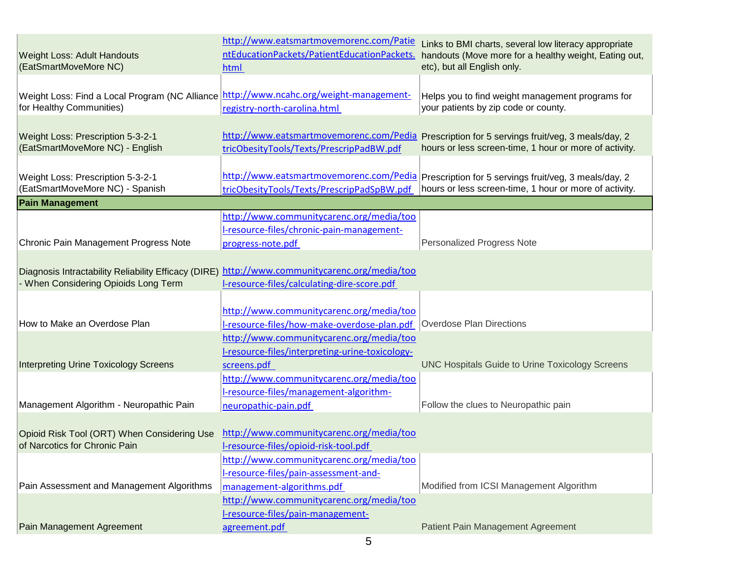| | | |
|---|---|---|
| Weight Loss: Adult Handouts (EatSmartMoveMore NC) | http://www.eatsmartmovemorenc.com/PatientEducationPackets/PatientEducationPackets.html | Links to BMI charts, several low literacy appropriate handouts (Move more for a healthy weight, Eating out, etc), but all English only. |
| Weight Loss: Find a Local Program (NC Alliance for Healthy Communities) | http://www.ncahc.org/weight-management-registry-north-carolina.html | Helps you to find weight management programs for your patients by zip code or county. |
| Weight Loss: Prescription 5-3-2-1 (EatSmartMoveMore NC) - English | http://www.eatsmartmovemorenc.com/PediatricObesityTools/Texts/PrescripPadBW.pdf | Prescription for 5 servings fruit/veg, 3 meals/day, 2 hours or less screen-time, 1 hour or more of activity. |
| Weight Loss: Prescription 5-3-2-1 (EatSmartMoveMore NC) - Spanish | http://www.eatsmartmovemorenc.com/PediatricObesityTools/Texts/PrescripPadSpBW.pdf | Prescription for 5 servings fruit/veg, 3 meals/day, 2 hours or less screen-time, 1 hour or more of activity. |
| **Pain Management** | | |
| Chronic Pain Management Progress Note | http://www.communitycarenc.org/media/tool-resource-files/chronic-pain-management-progress-note.pdf | Personalized Progress Note |
| Diagnosis Intractability Reliability Efficacy (DIRE) - When Considering Opioids Long Term | http://www.communitycarenc.org/media/tool-resource-files/calculating-dire-score.pdf | |
| How to Make an Overdose Plan | http://www.communitycarenc.org/media/tool-resource-files/how-make-overdose-plan.pdf | Overdose Plan Directions |
| Interpreting Urine Toxicology Screens | http://www.communitycarenc.org/media/tool-resource-files/interpreting-urine-toxicology-screens.pdf | UNC Hospitals Guide to Urine Toxicology Screens |
| Management Algorithm - Neuropathic Pain | http://www.communitycarenc.org/media/tool-resource-files/management-algorithm-neuropathic-pain.pdf | Follow the clues to Neuropathic pain |
| Opioid Risk Tool (ORT) When Considering Use of Narcotics for Chronic Pain | http://www.communitycarenc.org/media/tool-resource-files/opioid-risk-tool.pdf | |
| Pain Assessment and Management Algorithms | http://www.communitycarenc.org/media/tool-resource-files/pain-assessment-and-management-algorithms.pdf | Modified from ICSI Management Algorithm |
| Pain Management Agreement | http://www.communitycarenc.org/media/tool-resource-files/pain-management-agreement.pdf | Patient Pain Management Agreement |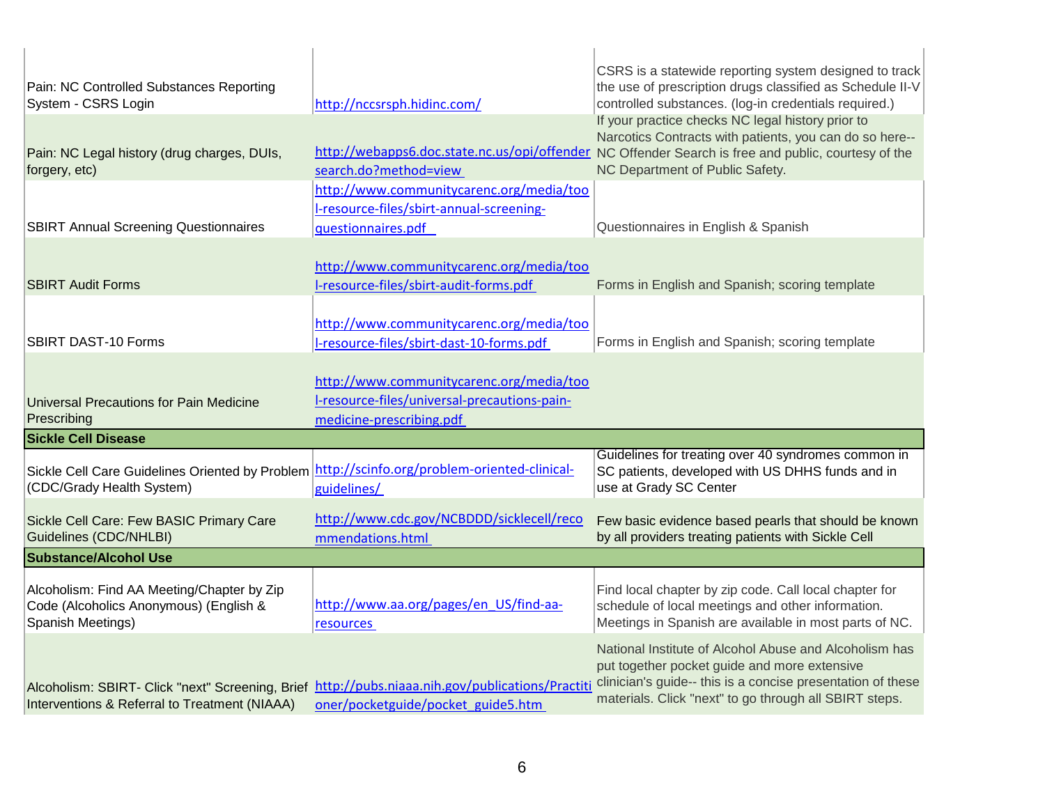| | | |
|---|---|---|
| Pain: NC Controlled Substances Reporting System - CSRS Login | http://nccsrsph.hidinc.com/ | CSRS is a statewide reporting system designed to track the use of prescription drugs classified as Schedule II-V controlled substances. (log-in credentials required.) |
| Pain: NC Legal history (drug charges, DUIs, forgery, etc) | http://webapps6.doc.state.nc.us/opi/offendersearch.do?method=view | If your practice checks NC legal history prior to Narcotics Contracts with patients, you can do so here-- NC Offender Search is free and public, courtesy of the NC Department of Public Safety. |
| SBIRT Annual Screening Questionnaires | http://www.communitycarenc.org/media/tool-resource-files/sbirt-annual-screening-questionnaires.pdf | Questionnaires in English & Spanish |
| SBIRT Audit Forms | http://www.communitycarenc.org/media/tool-resource-files/sbirt-audit-forms.pdf | Forms in English and Spanish; scoring template |
| SBIRT DAST-10 Forms | http://www.communitycarenc.org/media/tool-resource-files/sbirt-dast-10-forms.pdf | Forms in English and Spanish; scoring template |
| Universal Precautions for Pain Medicine Prescribing | http://www.communitycarenc.org/media/tool-resource-files/universal-precautions-pain-medicine-prescribing.pdf | |
| **Sickle Cell Disease** | | |
| Sickle Cell Care Guidelines Oriented by Problem (CDC/Grady Health System) | http://scinfo.org/problem-oriented-clinical-guidelines/ | Guidelines for treating over 40 syndromes common in SC patients, developed with US DHHS funds and in use at Grady SC Center |
| Sickle Cell Care: Few BASIC Primary Care Guidelines (CDC/NHLBI) | http://www.cdc.gov/NCBDDD/sicklecell/recommendations.html | Few basic evidence based pearls that should be known by all providers treating patients with Sickle Cell |
| **Substance/Alcohol Use** | | |
| Alcoholism: Find AA Meeting/Chapter by Zip Code (Alcoholics Anonymous) (English & Spanish Meetings) | http://www.aa.org/pages/en_US/find-aa-resources | Find local chapter by zip code. Call local chapter for schedule of local meetings and other information. Meetings in Spanish are available in most parts of NC. |
| Alcoholism: SBIRT- Click "next" Screening, Brief Interventions & Referral to Treatment (NIAAA) | http://pubs.niaaa.nih.gov/publications/Practitioner/pocketguide/pocket_guide5.htm | National Institute of Alcohol Abuse and Alcoholism has put together pocket guide and more extensive clinician's guide-- this is a concise presentation of these materials. Click "next" to go through all SBIRT steps. |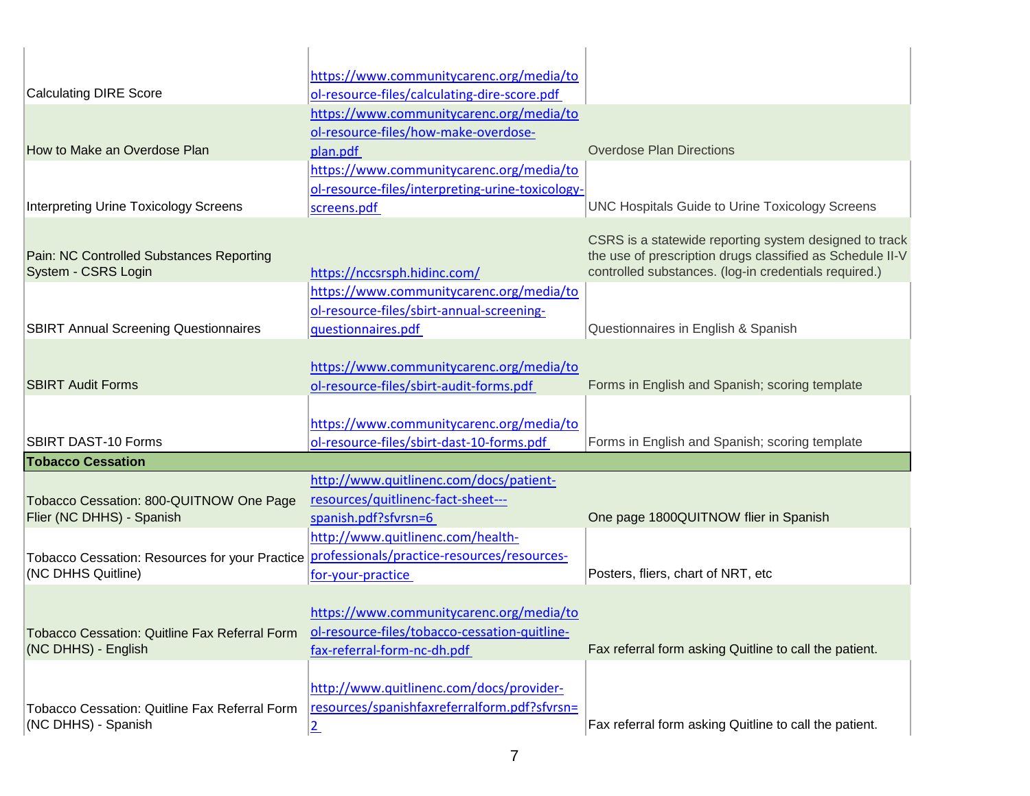| | | |
|---|---|---|
| Calculating DIRE Score | https://www.communitycarenc.org/media/tool-resource-files/calculating-dire-score.pdf | |
| How to Make an Overdose Plan | https://www.communitycarenc.org/media/tool-resource-files/how-make-overdose-plan.pdf | Overdose Plan Directions |
| Interpreting Urine Toxicology Screens | https://www.communitycarenc.org/media/tool-resource-files/interpreting-urine-toxicology-screens.pdf | UNC Hospitals Guide to Urine Toxicology Screens |
| Pain: NC Controlled Substances Reporting System - CSRS Login | https://nccsrsph.hidinc.com/ | CSRS is a statewide reporting system designed to track the use of prescription drugs classified as Schedule II-V controlled substances. (log-in credentials required.) |
| SBIRT Annual Screening Questionnaires | https://www.communitycarenc.org/media/tool-resource-files/sbirt-annual-screening-questionnaires.pdf | Questionnaires in English & Spanish |
| SBIRT Audit Forms | https://www.communitycarenc.org/media/tool-resource-files/sbirt-audit-forms.pdf | Forms in English and Spanish; scoring template |
| SBIRT DAST-10 Forms | https://www.communitycarenc.org/media/tool-resource-files/sbirt-dast-10-forms.pdf | Forms in English and Spanish; scoring template |
| **Tobacco Cessation** | | |
| Tobacco Cessation: 800-QUITNOW One Page Flier (NC DHHS) - Spanish | http://www.quitlinenc.com/docs/patient-resources/quitlinenc-fact-sheet---spanish.pdf?sfvrsn=6 | One page 1800QUITNOW flier in Spanish |
| Tobacco Cessation: Resources for your Practice (NC DHHS Quitline) | http://www.quitlinenc.com/health-professionals/practice-resources/resources-for-your-practice | Posters, fliers, chart of NRT, etc |
| Tobacco Cessation: Quitline Fax Referral Form (NC DHHS) - English | https://www.communitycarenc.org/media/tool-resource-files/tobacco-cessation-quitline-fax-referral-form-nc-dh.pdf | Fax referral form asking Quitline to call the patient. |
| Tobacco Cessation: Quitline Fax Referral Form (NC DHHS) - Spanish | http://www.quitlinenc.com/docs/provider-resources/spanishfaxreferralform.pdf?sfvrsn=2 | Fax referral form asking Quitline to call the patient. |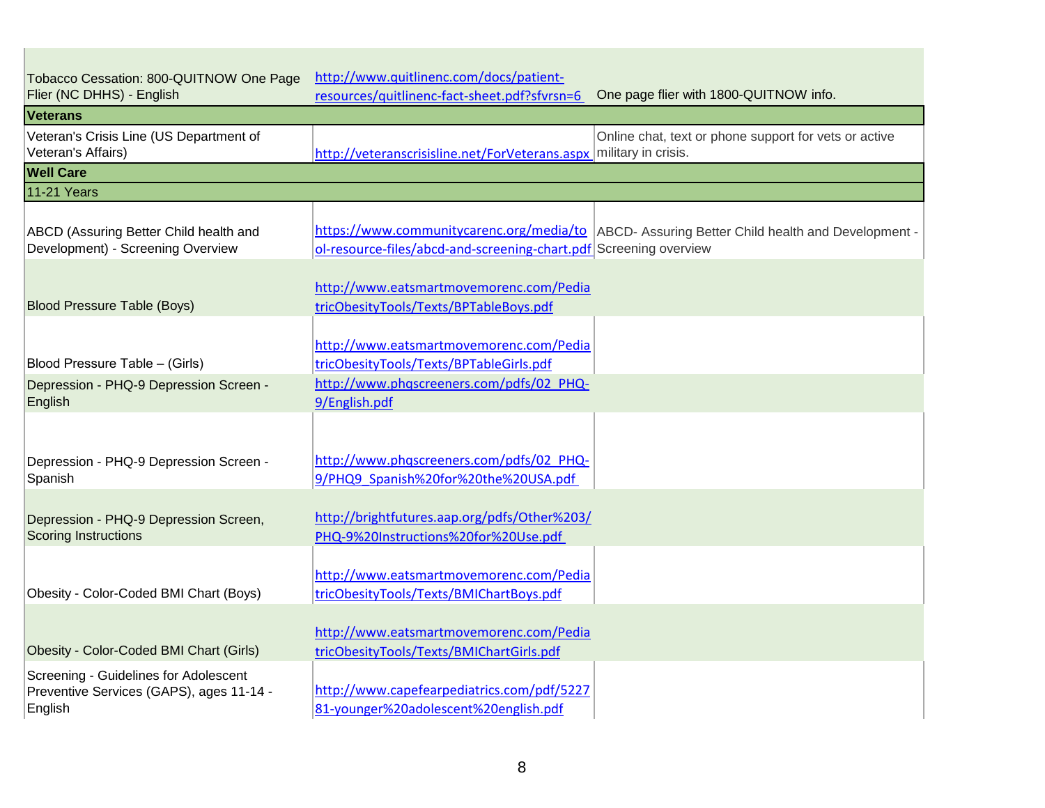| | | |
|---|---|---|
| Tobacco Cessation: 800-QUITNOW One Page Flier (NC DHHS) - English | http://www.quitlinenc.com/docs/patient-resources/quitlinenc-fact-sheet.pdf?sfvrsn=6 | One page flier with 1800-QUITNOW info. |
| **Veterans** | | |
| Veteran's Crisis Line (US Department of Veteran's Affairs) | http://veteranscrisisline.net/ForVeterans.aspx | Online chat, text or phone support for vets or active military in crisis. |
| **Well Care** | | |
| 11-21 Years | | |
| ABCD (Assuring Better Child health and Development) - Screening Overview | https://www.communitycarenc.org/media/tool-resource-files/abcd-and-screening-chart.pdf | ABCD- Assuring Better Child health and Development - Screening overview |
| Blood Pressure Table (Boys) | http://www.eatsmartmovemorenc.com/PediatricObesityTools/Texts/BPTableBoys.pdf | |
| Blood Pressure Table – (Girls) | http://www.eatsmartmovemorenc.com/PediatricObesityTools/Texts/BPTableGirls.pdf | |
| Depression - PHQ-9 Depression Screen - English | http://www.phqscreeners.com/pdfs/02_PHQ-9/English.pdf | |
| Depression - PHQ-9 Depression Screen - Spanish | http://www.phqscreeners.com/pdfs/02_PHQ-9/PHQ9_Spanish%20for%20the%20USA.pdf | |
| Depression - PHQ-9 Depression Screen, Scoring Instructions | http://brightfutures.aap.org/pdfs/Other%203/PHQ-9%20Instructions%20for%20Use.pdf | |
| Obesity - Color-Coded BMI Chart (Boys) | http://www.eatsmartmovemorenc.com/PediatricObesityTools/Texts/BMIChartBoys.pdf | |
| Obesity - Color-Coded BMI Chart (Girls) | http://www.eatsmartmovemorenc.com/PediatricObesityTools/Texts/BMIChartGirls.pdf | |
| Screening - Guidelines for Adolescent Preventive Services (GAPS), ages 11-14 - English | http://www.capefearpediatrics.com/pdf/522781-younger%20adolescent%20english.pdf | |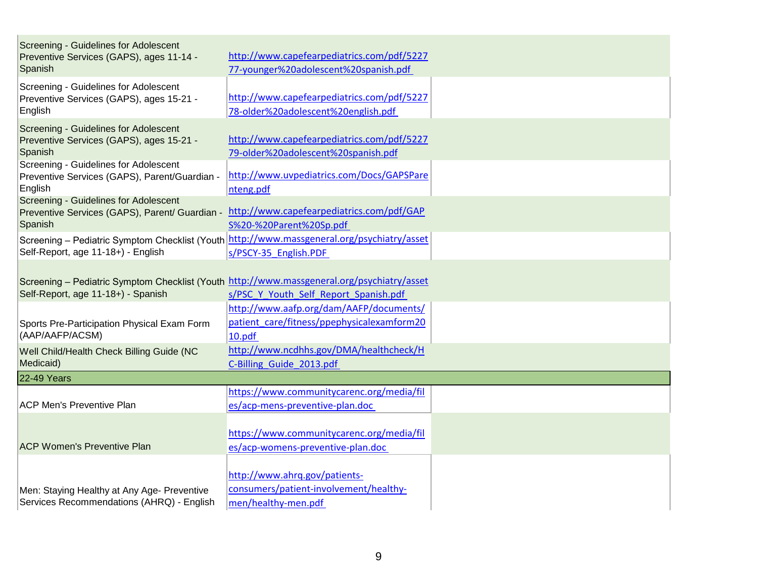| | | |
|---|---|---|
| Screening - Guidelines for Adolescent Preventive Services (GAPS), ages 11-14 - Spanish | http://www.capefearpediatrics.com/pdf/522777-younger%20adolescent%20spanish.pdf | |
| Screening - Guidelines for Adolescent Preventive Services (GAPS), ages 15-21 - English | http://www.capefearpediatrics.com/pdf/522778-older%20adolescent%20english.pdf | |
| Screening - Guidelines for Adolescent Preventive Services (GAPS), ages 15-21 - Spanish | http://www.capefearpediatrics.com/pdf/522779-older%20adolescent%20spanish.pdf | |
| Screening - Guidelines for Adolescent Preventive Services (GAPS), Parent/Guardian - English | http://www.uvpediatrics.com/Docs/GAPSParenteng.pdf | |
| Screening - Guidelines for Adolescent Preventive Services (GAPS), Parent/ Guardian - Spanish | http://www.capefearpediatrics.com/pdf/GAPS%20-%20Parent%20Sp.pdf | |
| Screening – Pediatric Symptom Checklist (Youth Self-Report, age 11-18+) - English | http://www.massgeneral.org/psychiatry/assets/PSCY-35_English.PDF | |
| Screening – Pediatric Symptom Checklist (Youth Self-Report, age 11-18+) - Spanish | http://www.massgeneral.org/psychiatry/assets/PSC_Y_Youth_Self_Report_Spanish.pdf | |
| Sports Pre-Participation Physical Exam Form (AAP/AAFP/ACSM) | http://www.aafp.org/dam/AAFP/documents/patient_care/fitness/ppephysicalexamform2010.pdf | |
| Well Child/Health Check Billing Guide (NC Medicaid) | http://www.ncdhhs.gov/DMA/healthcheck/HC-Billing_Guide_2013.pdf | |
| **22-49 Years** | | |
| ACP Men's Preventive Plan | https://www.communitycarenc.org/media/files/acp-mens-preventive-plan.doc | |
| ACP Women's Preventive Plan | https://www.communitycarenc.org/media/files/acp-womens-preventive-plan.doc | |
| Men: Staying Healthy at Any Age- Preventive Services Recommendations (AHRQ) - English | http://www.ahrq.gov/patients-consumers/patient-involvement/healthy-men/healthy-men.pdf | |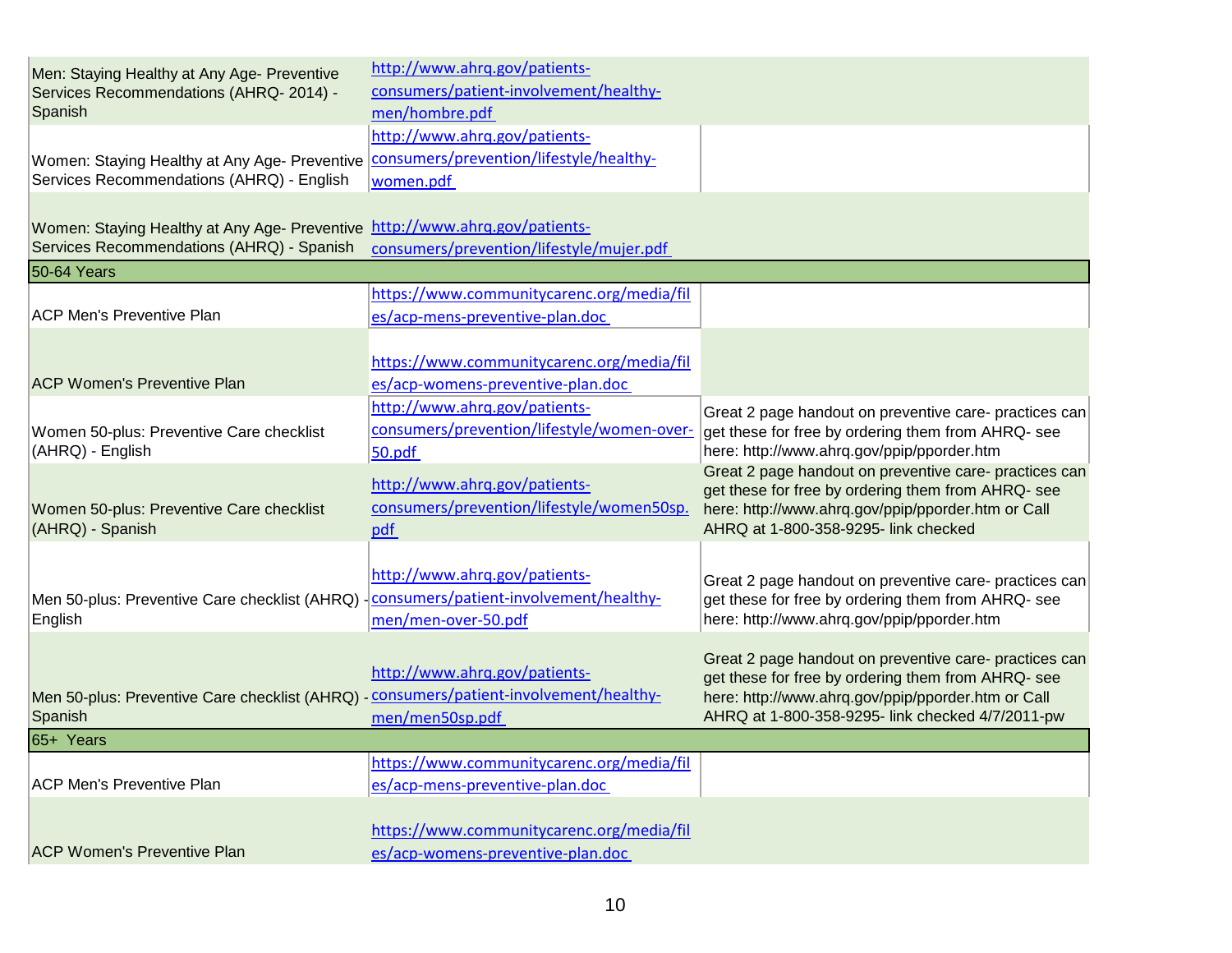| | | |
|---|---|---|
| Men: Staying Healthy at Any Age- Preventive Services Recommendations (AHRQ- 2014) - Spanish | http://www.ahrq.gov/patients-consumers/patient-involvement/healthy-men/hombre.pdf | |
| Women: Staying Healthy at Any Age- Preventive Services Recommendations (AHRQ) - English | http://www.ahrq.gov/patients-consumers/prevention/lifestyle/healthy-women.pdf | |
| Women: Staying Healthy at Any Age- Preventive Services Recommendations (AHRQ) - Spanish | http://www.ahrq.gov/patients-consumers/prevention/lifestyle/mujer.pdf | |
| **50-64 Years** | | |
| ACP Men's Preventive Plan | https://www.communitycarenc.org/media/files/acp-mens-preventive-plan.doc | |
| ACP Women's Preventive Plan | https://www.communitycarenc.org/media/files/acp-womens-preventive-plan.doc | |
| Women 50-plus: Preventive Care checklist (AHRQ) - English | http://www.ahrq.gov/patients-consumers/prevention/lifestyle/women-over-50.pdf | Great 2 page handout on preventive care- practices can get these for free by ordering them from AHRQ- see here: http://www.ahrq.gov/ppip/pporder.htm |
| Women 50-plus: Preventive Care checklist (AHRQ) - Spanish | http://www.ahrq.gov/patients-consumers/prevention/lifestyle/women50sp.pdf | Great 2 page handout on preventive care- practices can get these for free by ordering them from AHRQ- see here: http://www.ahrq.gov/ppip/pporder.htm or Call AHRQ at 1-800-358-9295- link checked |
| Men 50-plus: Preventive Care checklist (AHRQ) - English | http://www.ahrq.gov/patients-consumers/patient-involvement/healthy-men/men-over-50.pdf | Great 2 page handout on preventive care- practices can get these for free by ordering them from AHRQ- see here: http://www.ahrq.gov/ppip/pporder.htm |
| Men 50-plus: Preventive Care checklist (AHRQ) - Spanish | http://www.ahrq.gov/patients-consumers/patient-involvement/healthy-men/men50sp.pdf | Great 2 page handout on preventive care- practices can get these for free by ordering them from AHRQ- see here: http://www.ahrq.gov/ppip/pporder.htm or Call AHRQ at 1-800-358-9295- link checked 4/7/2011-pw |
| **65+ Years** | | |
| ACP Men's Preventive Plan | https://www.communitycarenc.org/media/files/acp-mens-preventive-plan.doc | |
| ACP Women's Preventive Plan | https://www.communitycarenc.org/media/files/acp-womens-preventive-plan.doc | |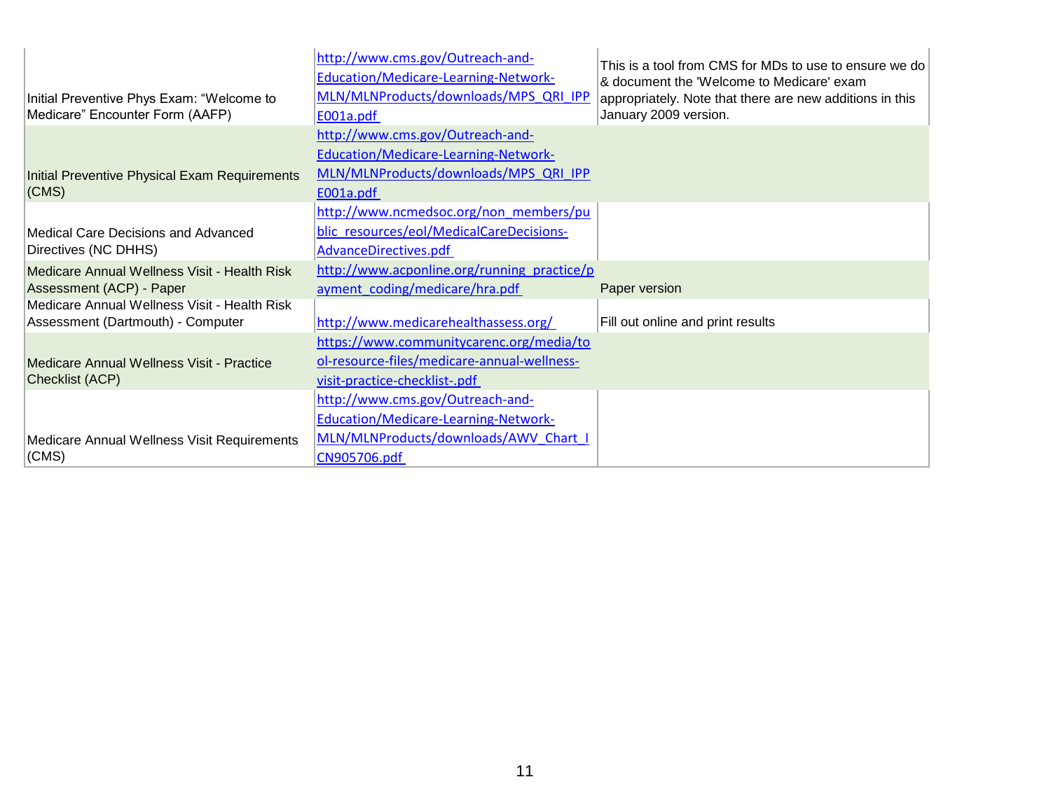| | | |
|---|---|---|
| Initial Preventive Phys Exam: "Welcome to Medicare" Encounter Form (AAFP) | http://www.cms.gov/Outreach-and-Education/Medicare-Learning-Network-MLN/MLNProducts/downloads/MPS_QRI_IPPE001a.pdf | This is a tool from CMS for MDs to use to ensure we do & document the 'Welcome to Medicare' exam appropriately. Note that there are new additions in this January 2009 version. |
| Initial Preventive Physical Exam Requirements (CMS) | http://www.cms.gov/Outreach-and-Education/Medicare-Learning-Network-MLN/MLNProducts/downloads/MPS_QRI_IPPE001a.pdf | |
| Medical Care Decisions and Advanced Directives (NC DHHS) | http://www.ncmedsoc.org/non_members/public_resources/eol/MedicalCareDecisions-AdvanceDirectives.pdf | |
| Medicare Annual Wellness Visit - Health Risk Assessment (ACP) - Paper | http://www.acponline.org/running_practice/payment_coding/medicare/hra.pdf | Paper version |
| Medicare Annual Wellness Visit - Health Risk Assessment (Dartmouth) - Computer | http://www.medicarehealthassess.org/ | Fill out online and print results |
| Medicare Annual Wellness Visit - Practice Checklist (ACP) | https://www.communitycarenc.org/media/tool-resource-files/medicare-annual-wellness-visit-practice-checklist-.pdf | |
| Medicare Annual Wellness Visit Requirements (CMS) | http://www.cms.gov/Outreach-and-Education/Medicare-Learning-Network-MLN/MLNProducts/downloads/AWV_Chart_ICN905706.pdf | |